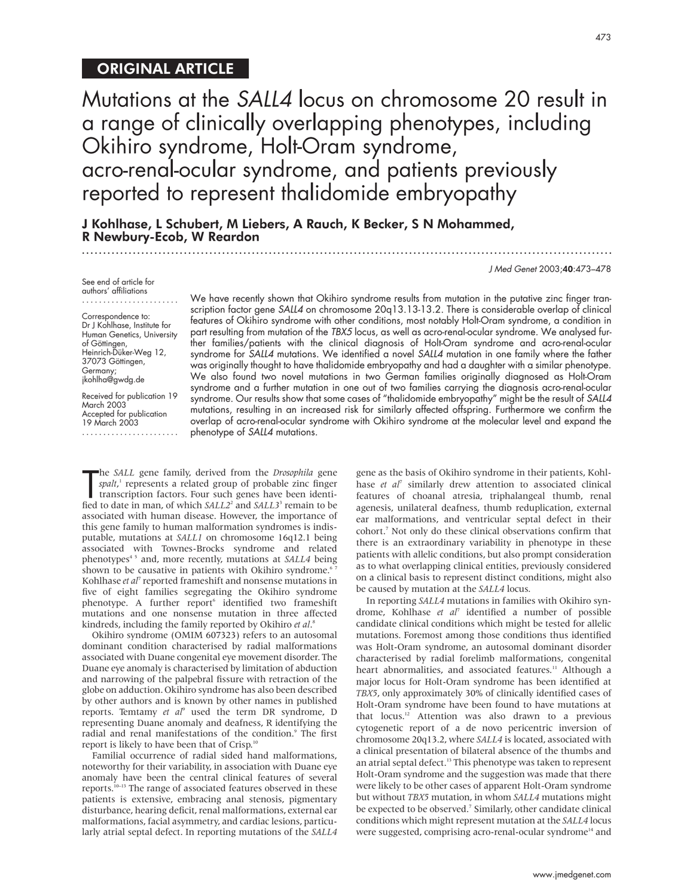ORIGINAL ARTICLE

# Mutations at the *SALL4* locus on chromosome 20 result in a range of clinically overlapping phenotypes, including Okihiro syndrome, Holt-Oram syndrome, acro-renal-ocular syndrome, and patients previously reported to represent thalidomide embryopathy

**J Kohlhase, L Schubert, M Liebers, A Rauch, K Becker, S N Mohammed, R Newbury-Ecob, W Reardon**

*J Med Genet* 2003;**40**:473–478

See end of article for authors' affiliations

Correspondence to: Dr J Kohlhase, Institute for Human Genetics, University of Göttingen, Heinrich-Düker-Weg 12, 37073 Göttingen, Germany; jkohlha@gwdg.de

Received for publication 19 March 2003
Accepted for publication 19 March 2003

We have recently shown that Okihiro syndrome results from mutation in the putative zinc finger transcription factor gene *SALL4* on chromosome 20q13.13-13.2. There is considerable overlap of clinical features of Okihiro syndrome with other conditions, most notably Holt-Oram syndrome, a condition in part resulting from mutation of the *TBX5* locus, as well as acro-renal-ocular syndrome. We analysed further families/patients with the clinical diagnosis of Holt-Oram syndrome and acro-renal-ocular syndrome for *SALL4* mutations. We identified a novel *SALL4* mutation in one family where the father was originally thought to have thalidomide embryopathy and had a daughter with a similar phenotype. We also found two novel mutations in two German families originally diagnosed as Holt-Oram syndrome and a further mutation in one out of two families carrying the diagnosis acro-renal-ocular syndrome. Our results show that some cases of "thalidomide embryopathy" might be the result of *SALL4* mutations, resulting in an increased risk for similarly affected offspring. Furthermore we confirm the overlap of acro-renal-ocular syndrome with Okihiro syndrome at the molecular level and expand the phenotype of *SALL4* mutations.

The *SALL* gene family, derived from the *Drosophila* gene *spalt*,[1] represents a related group of probable zinc finger transcription factors. Four such genes have been identified to date in man, of which *SALL2*[2] and *SALL3*[3] remain to be associated with human disease. However, the importance of this gene family to human malformation syndromes is indisputable, mutations at *SALL1* on chromosome 16q12.1 being associated with Townes-Brocks syndrome and related phenotypes[4 5] and, more recently, mutations at *SALL4* being shown to be causative in patients with Okihiro syndrome.[6 7] Kohlhase *et al*[7] reported frameshift and nonsense mutations in five of eight families segregating the Okihiro syndrome phenotype. A further report[6] identified two frameshift mutations and one nonsense mutation in three affected kindreds, including the family reported by Okihiro *et al*.[8]

Okihiro syndrome (OMIM 607323) refers to an autosomal dominant condition characterised by radial malformations associated with Duane congenital eye movement disorder. The Duane eye anomaly is characterised by limitation of abduction and narrowing of the palpebral fissure with retraction of the globe on adduction. Okihiro syndrome has also been described by other authors and is known by other names in published reports. Temtamy *et al*[9] used the term DR syndrome, D representing Duane anomaly and deafness, R identifying the radial and renal manifestations of the condition.[9] The first report is likely to have been that of Crisp.[10]

Familial occurrence of radial sided hand malformations, noteworthy for their variability, in association with Duane eye anomaly have been the central clinical features of several reports.[10–13] The range of associated features observed in these patients is extensive, embracing anal stenosis, pigmentary disturbance, hearing deficit, renal malformations, external ear malformations, facial asymmetry, and cardiac lesions, particularly atrial septal defect. In reporting mutations of the *SALL4* gene as the basis of Okihiro syndrome in their patients, Kohlhase *et al*[7] similarly drew attention to associated clinical features of choanal atresia, triphalangeal thumb, renal agenesis, unilateral deafness, thumb reduplication, external ear malformations, and ventricular septal defect in their cohort.[7] Not only do these clinical observations confirm that there is an extraordinary variability in phenotype in these patients with allelic conditions, but also prompt consideration as to what overlapping clinical entities, previously considered on a clinical basis to represent distinct conditions, might also be caused by mutation at the *SALL4* locus.

In reporting *SALL4* mutations in families with Okihiro syndrome, Kohlhase *et al*[7] identified a number of possible candidate clinical conditions which might be tested for allelic mutations. Foremost among those conditions thus identified was Holt-Oram syndrome, an autosomal dominant disorder characterised by radial forelimb malformations, congenital heart abnormalities, and associated features.[11] Although a major locus for Holt-Oram syndrome has been identified at *TBX5*, only approximately 30% of clinically identified cases of Holt-Oram syndrome have been found to have mutations at that locus.[12] Attention was also drawn to a previous cytogenetic report of a de novo pericentric inversion of chromosome 20q13.2, where *SALL4* is located, associated with a clinical presentation of bilateral absence of the thumbs and an atrial septal defect.[13] This phenotype was taken to represent Holt-Oram syndrome and the suggestion was made that there were likely to be other cases of apparent Holt-Oram syndrome but without *TBX5* mutation, in whom *SALL4* mutations might be expected to be observed.[7] Similarly, other candidate clinical conditions which might represent mutation at the *SALL4* locus were suggested, comprising acro-renal-ocular syndrome[14] and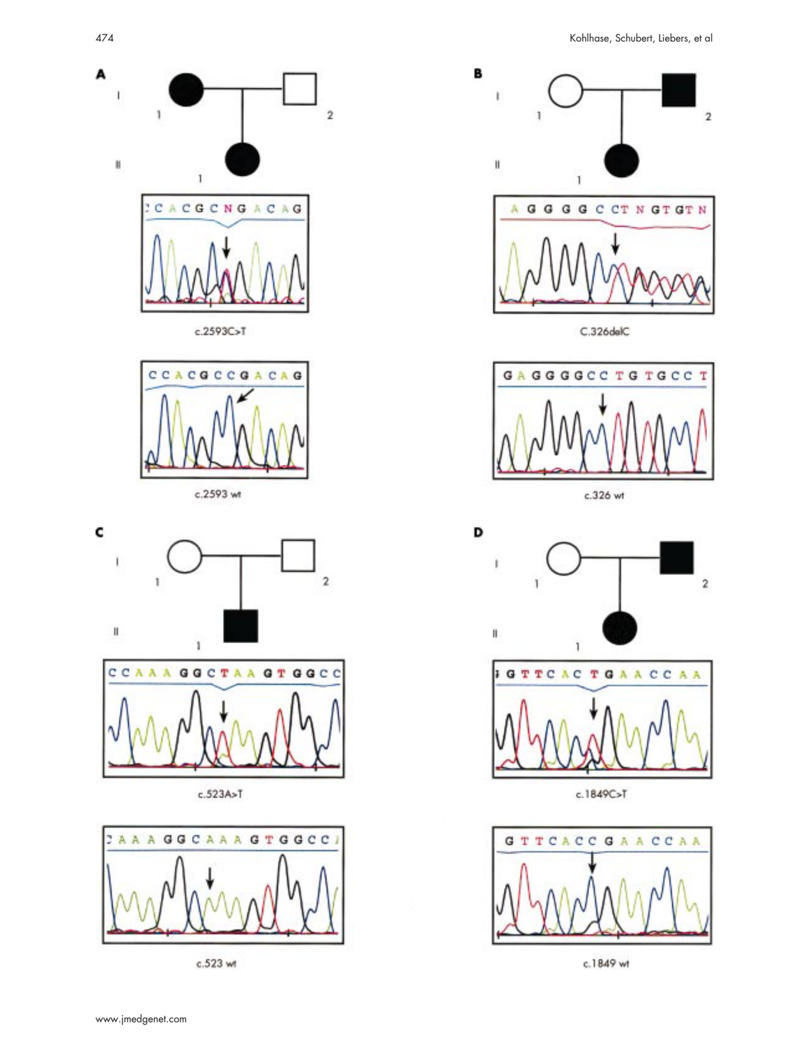**A**

c.2593C>T

c.2593 wt

**B**

C.326delC

c.326 wt

**C**

c.523A>T

c.523 wt

**D**

c.1849C>T

c.1849 wt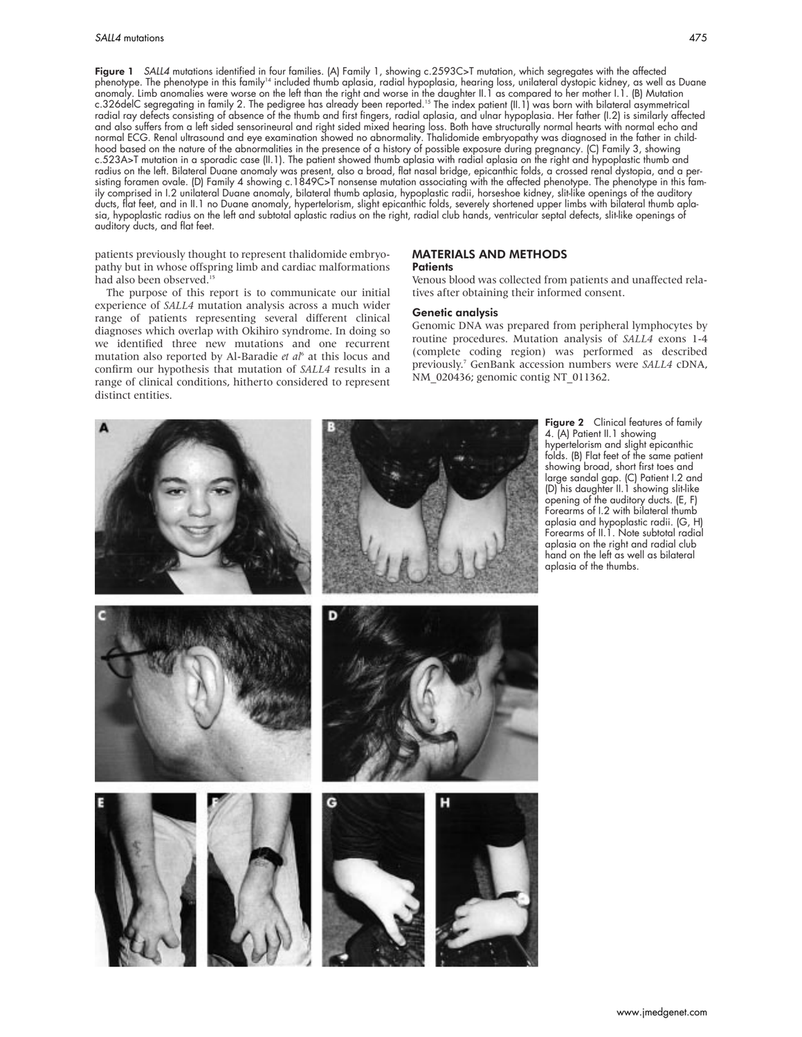**Figure 1** *SALL4* mutations identified in four families. (A) Family 1, showing c.2593C>T mutation, which segregates with the affected phenotype. The phenotype in this family[14] included thumb aplasia, radial hypoplasia, hearing loss, unilateral dystopic kidney, as well as Duane anomaly. Limb anomalies were worse on the left than the right and worse in the daughter II.1 as compared to her mother I.1. (B) Mutation c.326delC segregating in family 2. The pedigree has already been reported.[15] The index patient (II.1) was born with bilateral asymmetrical radial ray defects consisting of absence of the thumb and first fingers, radial aplasia, and ulnar hypoplasia. Her father (I.2) is similarly affected and also suffers from a left sided sensorineural and right sided mixed hearing loss. Both have structurally normal hearts with normal echo and normal ECG. Renal ultrasound and eye examination showed no abnormality. Thalidomide embryopathy was diagnosed in the father in childhood based on the nature of the abnormalities in the presence of a history of possible exposure during pregnancy. (C) Family 3, showing c.523A>T mutation in a sporadic case (II.1). The patient showed thumb aplasia with radial aplasia on the right and hypoplastic thumb and radius on the left. Bilateral Duane anomaly was present, also a broad, flat nasal bridge, epicanthic folds, a crossed renal dystopia, and a persisting foramen ovale. (D) Family 4 showing c.1849C>T nonsense mutation associating with the affected phenotype. The phenotype in this family comprised in I.2 unilateral Duane anomaly, bilateral thumb aplasia, hypoplastic radii, horseshoe kidney, slit-like openings of the auditory ducts, flat feet, and in II.1 no Duane anomaly, hypertelorism, slight epicanthic folds, severely shortened upper limbs with bilateral thumb aplasia, hypoplastic radius on the left and subtotal aplastic radius on the right, radial club hands, ventricular septal defects, slit-like openings of auditory ducts, and flat feet.

patients previously thought to represent thalidomide embryopathy but in whose offspring limb and cardiac malformations had also been observed.[15]

The purpose of this report is to communicate our initial experience of *SALL4* mutation analysis across a much wider range of patients representing several different clinical diagnoses which overlap with Okihiro syndrome. In doing so we identified three new mutations and one recurrent mutation also reported by Al-Baradie *et al*[6] at this locus and confirm our hypothesis that mutation of *SALL4* results in a range of clinical conditions, hitherto considered to represent distinct entities.

## MATERIALS AND METHODS

### Patients

Venous blood was collected from patients and unaffected relatives after obtaining their informed consent.

### Genetic analysis

Genomic DNA was prepared from peripheral lymphocytes by routine procedures. Mutation analysis of *SALL4* exons 1-4 (complete coding region) was performed as described previously.[7] GenBank accession numbers were *SALL4* cDNA, NM_020436; genomic contig NT_011362.

**Figure 2** Clinical features of family 4. (A) Patient II.1 showing hypertelorism and slight epicanthic folds. (B) Flat feet of the same patient showing broad, short first toes and large sandal gap. (C) Patient I.2 and (D) his daughter II.1 showing slit-like opening of the auditory ducts. (E, F) Forearms of I.2 with bilateral thumb aplasia and hypoplastic radii. (G, H) Forearms of II.1. Note subtotal radial aplasia on the right and radial club hand on the left as well as bilateral aplasia of the thumbs.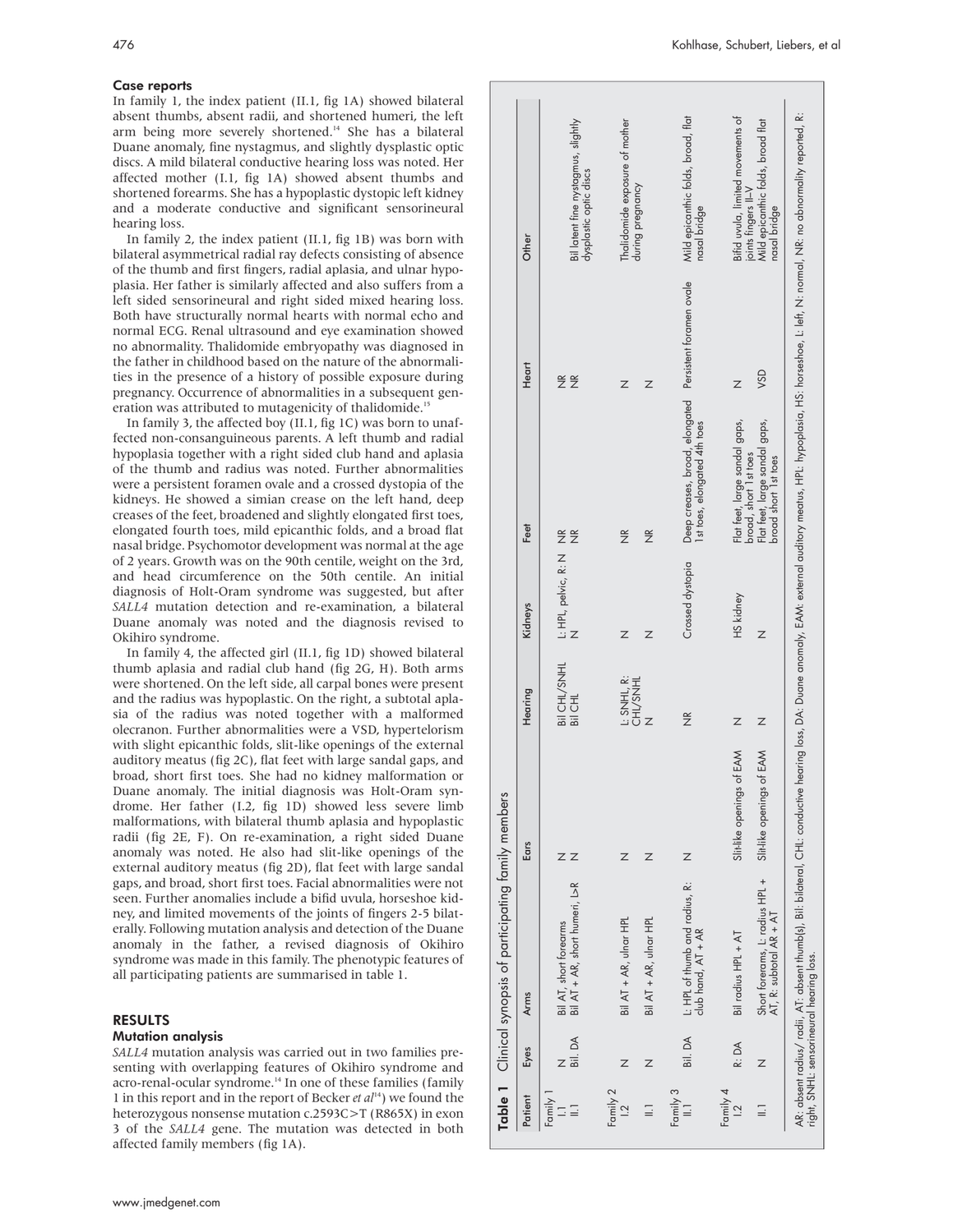## Case reports

In family 1, the index patient (II.1, fig 1A) showed bilateral absent thumbs, absent radii, and shortened humeri, the left arm being more severely shortened.[14] She has a bilateral Duane anomaly, fine nystagmus, and slightly dysplastic optic discs. A mild bilateral conductive hearing loss was noted. Her affected mother (I.1, fig 1A) showed absent thumbs and shortened forearms. She has a hypoplastic dystopic left kidney and a moderate conductive and significant sensorineural hearing loss.

In family 2, the index patient (II.1, fig 1B) was born with bilateral asymmetrical radial ray defects consisting of absence of the thumb and first fingers, radial aplasia, and ulnar hypoplasia. Her father is similarly affected and also suffers from a left sided sensorineural and right sided mixed hearing loss. Both have structurally normal hearts with normal echo and normal ECG. Renal ultrasound and eye examination showed no abnormality. Thalidomide embryopathy was diagnosed in the father in childhood based on the nature of the abnormalities in the presence of a history of possible exposure during pregnancy. Occurrence of abnormalities in a subsequent generation was attributed to mutagenicity of thalidomide.[15]

In family 3, the affected boy (II.1, fig 1C) was born to unaffected non-consanguineous parents. A left thumb and radial hypoplasia together with a right sided club hand and aplasia of the thumb and radius was noted. Further abnormalities were a persistent foramen ovale and a crossed dystopia of the kidneys. He showed a simian crease on the left hand, deep creases of the feet, broadened and slightly elongated first toes, elongated fourth toes, mild epicanthic folds, and a broad flat nasal bridge. Psychomotor development was normal at the age of 2 years. Growth was on the 90th centile, weight on the 3rd, and head circumference on the 50th centile. An initial diagnosis of Holt-Oram syndrome was suggested, but after *SALL4* mutation detection and re-examination, a bilateral Duane anomaly was noted and the diagnosis revised to Okihiro syndrome.

In family 4, the affected girl (II.1, fig 1D) showed bilateral thumb aplasia and radial club hand (fig 2G, H). Both arms were shortened. On the left side, all carpal bones were present and the radius was hypoplastic. On the right, a subtotal aplasia of the radius was noted together with a malformed olecranon. Further abnormalities were a VSD, hypertelorism with slight epicanthic folds, slit-like openings of the external auditory meatus (fig 2C), flat feet with large sandal gaps, and broad, short first toes. She had no kidney malformation or Duane anomaly. The initial diagnosis was Holt-Oram syndrome. Her father (I.2, fig 1D) showed less severe limb malformations, with bilateral thumb aplasia and hypoplastic radii (fig 2E, F). On re-examination, a right sided Duane anomaly was noted. He also had slit-like openings of the external auditory meatus (fig 2D), flat feet with large sandal gaps, and broad, short first toes. Facial abnormalities were not seen. Further anomalies include a bifid uvula, horseshoe kidney, and limited movements of the joints of fingers 2-5 bilaterally. Following mutation analysis and detection of the Duane anomaly in the father, a revised diagnosis of Okihiro syndrome was made in this family. The phenotypic features of all participating patients are summarised in table 1.

## RESULTS

### Mutation analysis

*SALL4* mutation analysis was carried out in two families presenting with overlapping features of Okihiro syndrome and acro-renal-ocular syndrome.[14] In one of these families (family 1 in this report and in the report of Becker *et al*[14]) we found the heterozygous nonsense mutation c.2593C>T (R865X) in exon 3 of the *SALL4* gene. The mutation was detected in both affected family members (fig 1A).

**Table 1** Clinical synopsis of participating family members

| Patient | Eyes | Arms | Ears | Hearing | Kidneys | Feet | Heart | Other |
|---|---|---|---|---|---|---|---|---|
| Family 1 | | | | | | | | |
| I.1 | N | Bil AT, short forearms | N | Bil CHL/SNHL | L: HPL, pelvic, R: N | NR | NR | |
| II.1 | Bil. DA | Bil AT + AR, short humeri, L>R | N | Bil CHL | N | NR | NR | Bil latent fine nystagmus, slightly dysplastic optic discs |
| Family 2 | | | | | | | | |
| I.2 | N | Bil AT + AR, ulnar HPL | N | L: SNHL, R: CHL/SNHL | N | NR | N | Thalidomide exposure of mother during pregnancy |
| II.1 | N | Bil AT + AR, ulnar HPL | N | N | N | NR | N | |
| Family 3 | | | | | | | | |
| II.1 | Bil. DA | L: HPL of thumb and radius, R: club hand, AT + AR | N | NR | Crossed dystopia | Deep creases, broad, elongated 1st toes, elongated 4th toes | Persistent foramen ovale | Mild epicanthic folds, broad, flat nasal bridge |
| Family 4 | | | | | | | | |
| I.2 | R: DA | Bil radius HPL + AT | Slit-like openings of EAM | N | HS kidney | Flat feet, large sandal gaps, broad, short 1st toes | N | Bifid uvula, limited movements of joints fingers II–V |
| II.1 | N | Short forearms, L: radius HPL + AT, R: subtotal AR + AT | Slit-like openings of EAM | N | N | Flat feet, large sandal gaps, broad short 1st toes | VSD | Mild epicanthic folds, broad flat nasal bridge |

AR: absent radius/ radii, AT: absent thumb(s), Bil: bilateral, CHL: conductive hearing loss, DA: Duane anomaly, EAM: external auditory meatus, HPL: hypoplasia, HS: horseshoe, L: left, N: normal, NR: no abnormality reported, R: right, SNHL: sensorineural hearing loss.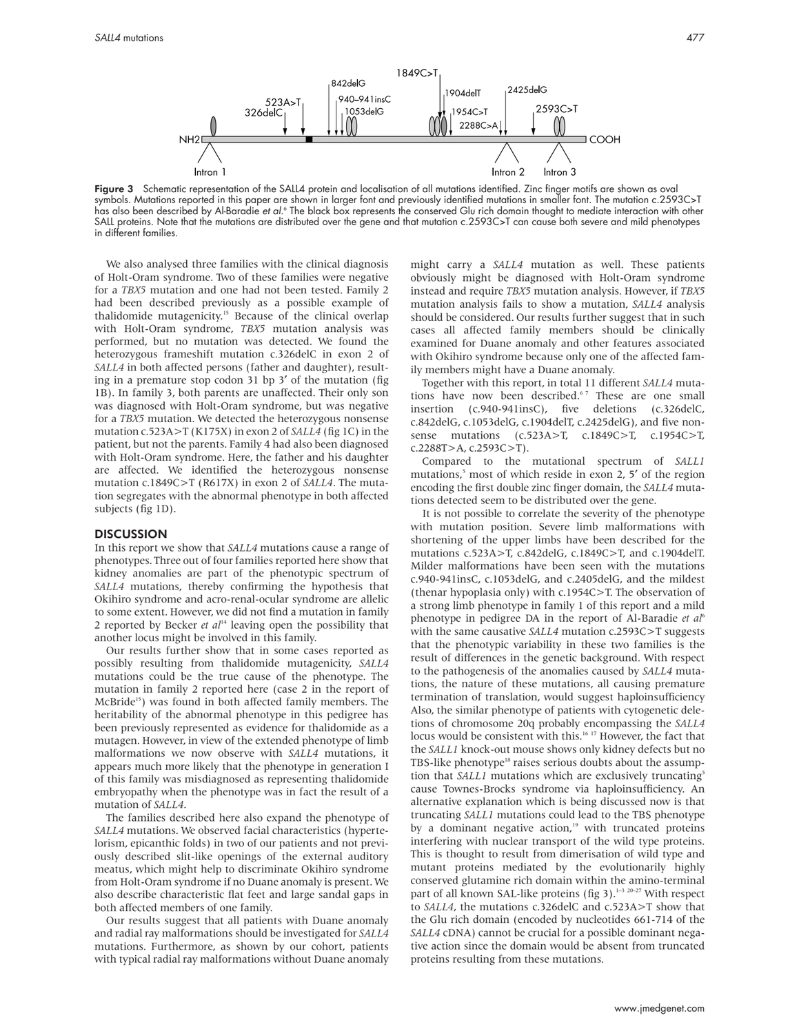**Figure 3** Schematic representation of the SALL4 protein and localisation of all mutations identified. Zinc finger motifs are shown as oval symbols. Mutations reported in this paper are shown in larger font and previously identified mutations in smaller font. The mutation c.2593C>T has also been described by Al-Baradie *et al*.[6] The black box represents the conserved Glu rich domain thought to mediate interaction with other SALL proteins. Note that the mutations are distributed over the gene and that mutation c.2593C>T can cause both severe and mild phenotypes in different families.

We also analysed three families with the clinical diagnosis of Holt-Oram syndrome. Two of these families were negative for a *TBX5* mutation and one had not been tested. Family 2 had been described previously as a possible example of thalidomide mutagenicity.[15] Because of the clinical overlap with Holt-Oram syndrome, *TBX5* mutation analysis was performed, but no mutation was detected. We found the heterozygous frameshift mutation c.326delC in exon 2 of *SALL4* in both affected persons (father and daughter), resulting in a premature stop codon 31 bp 3′ of the mutation (fig 1B). In family 3, both parents are unaffected. Their only son was diagnosed with Holt-Oram syndrome, but was negative for a *TBX5* mutation. We detected the heterozygous nonsense mutation c.523A>T (K175X) in exon 2 of *SALL4* (fig 1C) in the patient, but not the parents. Family 4 had also been diagnosed with Holt-Oram syndrome. Here, the father and his daughter are affected. We identified the heterozygous nonsense mutation c.1849C>T (R617X) in exon 2 of *SALL4*. The mutation segregates with the abnormal phenotype in both affected subjects (fig 1D).

## DISCUSSION

In this report we show that *SALL4* mutations cause a range of phenotypes. Three out of four families reported here show that kidney anomalies are part of the phenotypic spectrum of *SALL4* mutations, thereby confirming the hypothesis that Okihiro syndrome and acro-renal-ocular syndrome are allelic to some extent. However, we did not find a mutation in family 2 reported by Becker *et al*[14] leaving open the possibility that another locus might be involved in this family.

Our results further show that in some cases reported as possibly resulting from thalidomide mutagenicity, *SALL4* mutations could be the true cause of the phenotype. The mutation in family 2 reported here (case 2 in the report of McBride[15]) was found in both affected family members. The heritability of the abnormal phenotype in this pedigree has been previously represented as evidence for thalidomide as a mutagen. However, in view of the extended phenotype of limb malformations we now observe with *SALL4* mutations, it appears much more likely that the phenotype in generation I of this family was misdiagnosed as representing thalidomide embryopathy when the phenotype was in fact the result of a mutation of *SALL4*.

The families described here also expand the phenotype of *SALL4* mutations. We observed facial characteristics (hypertelorism, epicanthic folds) in two of our patients and not previously described slit-like openings of the external auditory meatus, which might help to discriminate Okihiro syndrome from Holt-Oram syndrome if no Duane anomaly is present. We also describe characteristic flat feet and large sandal gaps in both affected members of one family.

Our results suggest that all patients with Duane anomaly and radial ray malformations should be investigated for *SALL4* mutations. Furthermore, as shown by our cohort, patients with typical radial ray malformations without Duane anomaly might carry a *SALL4* mutation as well. These patients obviously might be diagnosed with Holt-Oram syndrome instead and require *TBX5* mutation analysis. However, if *TBX5* mutation analysis fails to show a mutation, *SALL4* analysis should be considered. Our results further suggest that in such cases all affected family members should be clinically examined for Duane anomaly and other features associated with Okihiro syndrome because only one of the affected family members might have a Duane anomaly.

Together with this report, in total 11 different *SALL4* mutations have now been described.[6,7] These are one small insertion (c.940-941insC), five deletions (c.326delC, c.842delG, c.1053delG, c.1904delT, c.2425delG), and five nonsense mutations (c.523A>T, c.1849C>T, c.1954C>T, c.2288T>A, c.2593C>T).

Compared to the mutational spectrum of *SALL1* mutations,[5] most of which reside in exon 2, 5′ of the region encoding the first double zinc finger domain, the *SALL4* mutations detected seem to be distributed over the gene.

It is not possible to correlate the severity of the phenotype with mutation position. Severe limb malformations with shortening of the upper limbs have been described for the mutations c.523A>T, c.842delG, c.1849C>T, and c.1904delT. Milder malformations have been seen with the mutations c.940-941insC, c.1053delG, and c.2405delG, and the mildest (thenar hypoplasia only) with c.1954C>T. The observation of a strong limb phenotype in family 1 of this report and a mild phenotype in pedigree DA in the report of Al-Baradie *et al*[6] with the same causative *SALL4* mutation c.2593C>T suggests that the phenotypic variability in these two families is the result of differences in the genetic background. With respect to the pathogenesis of the anomalies caused by *SALL4* mutations, the nature of these mutations, all causing premature termination of translation, would suggest haploinsufficiency Also, the similar phenotype of patients with cytogenetic deletions of chromosome 20q probably encompassing the *SALL4* locus would be consistent with this.[16,17] However, the fact that the *SALL1* knock-out mouse shows only kidney defects but no TBS-like phenotype[18] raises serious doubts about the assumption that *SALL1* mutations which are exclusively truncating[5] cause Townes-Brocks syndrome via haploinsufficiency. An alternative explanation which is being discussed now is that truncating *SALL1* mutations could lead to the TBS phenotype by a dominant negative action,[19] with truncated proteins interfering with nuclear transport of the wild type proteins. This is thought to result from dimerisation of wild type and mutant proteins mediated by the evolutionarily highly conserved glutamine rich domain within the amino-terminal part of all known SAL-like proteins (fig 3).[1–3,20–27] With respect to *SALL4*, the mutations c.326delC and c.523A>T show that the Glu rich domain (encoded by nucleotides 661-714 of the *SALL4* cDNA) cannot be crucial for a possible dominant negative action since the domain would be absent from truncated proteins resulting from these mutations.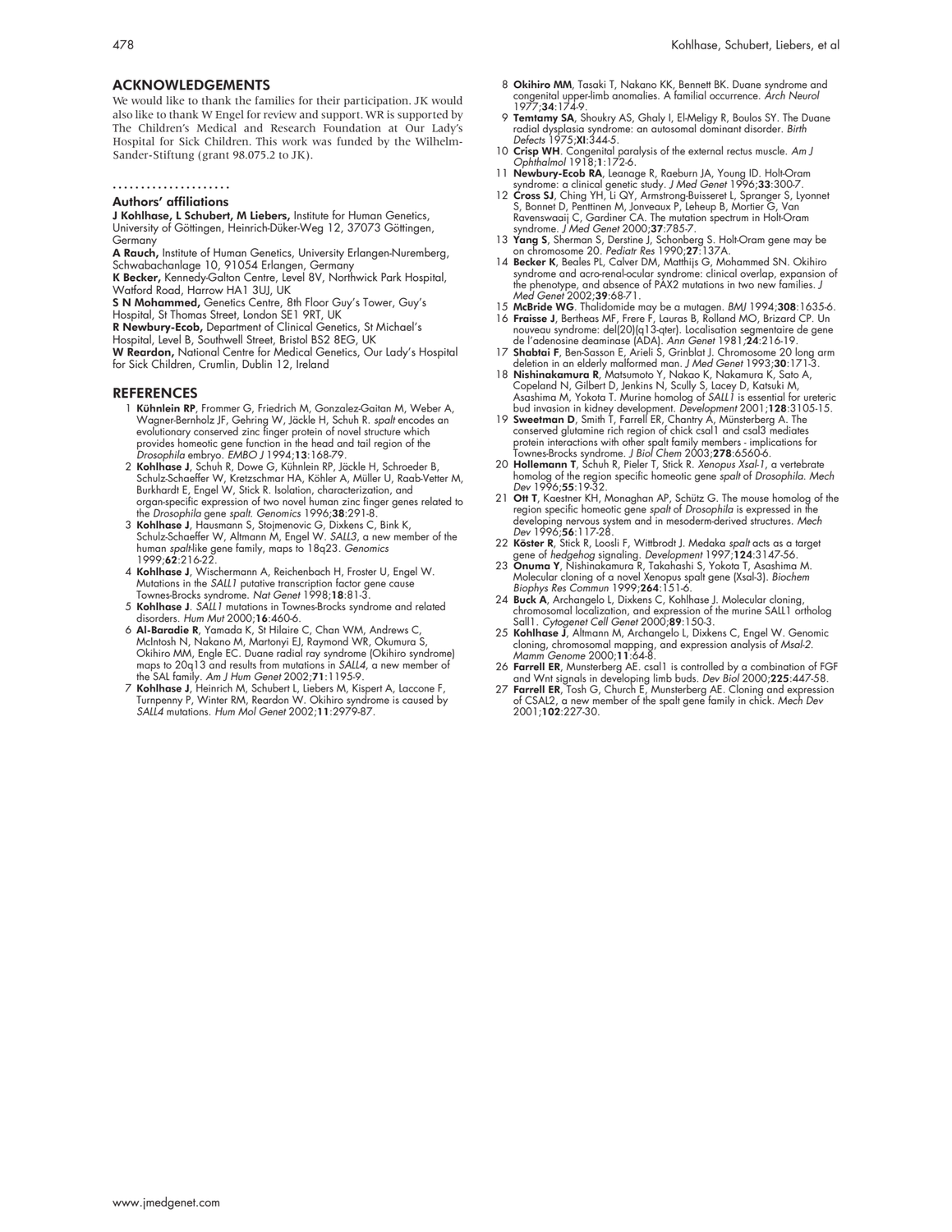## ACKNOWLEDGEMENTS

We would like to thank the families for their participation. JK would also like to thank W Engel for review and support. WR is supported by The Children's Medical and Research Foundation at Our Lady's Hospital for Sick Children. This work was funded by the Wilhelm-Sander-Stiftung (grant 98.075.2 to JK).

### Authors' affiliations

**J Kohlhase, L Schubert, M Liebers,** Institute for Human Genetics, University of Göttingen, Heinrich-Düker-Weg 12, 37073 Göttingen, Germany
**A Rauch,** Institute of Human Genetics, University Erlangen-Nuremberg, Schwabachanlage 10, 91054 Erlangen, Germany
**K Becker,** Kennedy-Galton Centre, Level 8V, Northwick Park Hospital, Watford Road, Harrow HA1 3UJ, UK
**S N Mohammed,** Genetics Centre, 8th Floor Guy's Tower, Guy's Hospital, St Thomas Street, London SE1 9RT, UK
**R Newbury-Ecob,** Department of Clinical Genetics, St Michael's Hospital, Level B, Southwell Street, Bristol BS2 8EG, UK
**W Reardon,** National Centre for Medical Genetics, Our Lady's Hospital for Sick Children, Crumlin, Dublin 12, Ireland

## REFERENCES

1. **Kühnlein RP**, Frommer G, Friedrich M, Gonzalez-Gaitan M, Weber A, Wagner-Bernholz JF, Gehring W, Jäckle H, Schuh R. *spalt* encodes an evolutionary conserved zinc finger protein of novel structure which provides homeotic gene function in the head and tail region of the *Drosophila* embryo. *EMBO J* 1994;**13**:168-79.
2. **Kohlhase J**, Schuh R, Dowe G, Kühnlein RP, Jäckle H, Schroeder B, Schulz-Schaeffer W, Kretzschmar HA, Köhler A, Müller U, Raab-Vetter M, Burkhardt E, Engel W, Stick R. Isolation, characterization, and organ-specific expression of two novel human zinc finger genes related to the *Drosophila* gene *spalt*. *Genomics* 1996;**38**:291-8.
3. **Kohlhase J**, Hausmann S, Stojmenovic G, Dixkens C, Bink K, Schulz-Schaeffer W, Altmann M, Engel W. *SALL3*, a new member of the human *spalt*-like gene family, maps to 18q23. *Genomics* 1999;**62**:216-22.
4. **Kohlhase J**, Wischermann A, Reichenbach H, Froster U, Engel W. Mutations in the *SALL1* putative transcription factor gene cause Townes-Brocks syndrome. *Nat Genet* 1998;**18**:81-3.
5. **Kohlhase J**. *SALL1* mutations in Townes-Brocks syndrome and related disorders. *Hum Mut* 2000;**16**:460-6.
6. **Al-Baradie R**, Yamada K, St Hilaire C, Chan WM, Andrews C, McIntosh N, Nakano M, Martonyi EJ, Raymond WR, Okumura S, Okihiro MM, Engle EC. Duane radial ray syndrome (Okihiro syndrome) maps to 20q13 and results from mutations in *SALL4*, a new member of the SAL family. *Am J Hum Genet* 2002;**71**:1195-9.
7. **Kohlhase J**, Heinrich M, Schubert L, Liebers M, Kispert A, Laccone F, Turnpenny P, Winter RM, Reardon W. Okihiro syndrome is caused by *SALL4* mutations. *Hum Mol Genet* 2002;**11**:2979-87.
8. **Okihiro MM**, Tasaki T, Nakano KK, Bennett BK. Duane syndrome and congenital upper-limb anomalies. A familial occurrence. *Arch Neurol* 1977;**34**:174-9.
9. **Temtamy SA**, Shoukry AS, Ghaly I, El-Meligy R, Boulos SY. The Duane radial dysplasia syndrome: an autosomal dominant disorder. *Birth Defects* 1975;**XI**:344-5.
10. **Crisp WH**. Congenital paralysis of the external rectus muscle. *Am J Ophthalmol* 1918;**1**:172-6.
11. **Newbury-Ecob RA**, Leanage R, Raeburn JA, Young ID. Holt-Oram syndrome: a clinical genetic study. *J Med Genet* 1996;**33**:300-7.
12. **Cross SJ**, Ching YH, Li QY, Armstrong-Buisseret L, Spranger S, Lyonnet S, Bonnet D, Penttinen M, Jonveaux P, Leheup B, Mortier G, Van Ravenswaaij C, Gardiner CA. The mutation spectrum in Holt-Oram syndrome. *J Med Genet* 2000;**37**:785-7.
13. **Yang S**, Sherman S, Derstine J, Schonberg S. Holt-Oram gene may be on chromosome 20. *Pediatr Res* 1990;**27**:137A.
14. **Becker K**, Beales PL, Calver DM, Matthijs G, Mohammed SN. Okihiro syndrome and acro-renal-ocular syndrome: clinical overlap, expansion of the phenotype, and absence of PAX2 mutations in two new families. *J Med Genet* 2002;**39**:68-71.
15. **McBride WG**. Thalidomide may be a mutagen. *BMJ* 1994;**308**:1635-6.
16. **Fraisse J**, Bertheas MF, Frere F, Lauras B, Rolland MO, Brizard CP. Un nouveau syndrome: del(20)(q13-qter). Localisation segmentaire de gene de l'adenosine deaminase (ADA). *Ann Genet* 1981;**24**:216-19.
17. **Shabtai F**, Ben-Sasson E, Arieli S, Grinblat J. Chromosome 20 long arm deletion in an elderly malformed man. *J Med Genet* 1993;**30**:171-3.
18. **Nishinakamura R**, Matsumoto Y, Nakao K, Nakamura K, Sato A, Copeland N, Gilbert D, Jenkins N, Scully S, Lacey D, Katsuki M, Asashima M, Yokota T. Murine homolog of *SALL1* is essential for ureteric bud invasion in kidney development. *Development* 2001;**128**:3105-15.
19. **Sweetman D**, Smith T, Farrell ER, Chantry A, Münsterberg A. The conserved glutamine rich region of chick csal1 and csal3 mediates protein interactions with other spalt family members - implications for Townes-Brocks syndrome. *J Biol Chem* 2003;**278**:6560-6.
20. **Hollemann T**, Schuh R, Pieler T, Stick R. *Xenopus Xsal-1*, a vertebrate homolog of the region specific homeotic gene *spalt* of *Drosophila*. *Mech Dev* 1996;**55**:19-32.
21. **Ott T**, Kaestner KH, Monaghan AP, Schütz G. The mouse homolog of the region specific homeotic gene *spalt* of *Drosophila* is expressed in the developing nervous system and in mesoderm-derived structures. *Mech Dev* 1996;**56**:117-28.
22. **Köster R**, Stick R, Loosli F, Wittbrodt J. Medaka *spalt* acts as a target gene of *hedgehog* signaling. *Development* 1997;**124**:3147-56.
23. **Onuma Y**, Nishinakamura R, Takahashi S, Yokota T, Asashima M. Molecular cloning of a novel Xenopus spalt gene (Xsal-3). *Biochem Biophys Res Commun* 1999;**264**:151-6.
24. **Buck A**, Archangelo L, Dixkens C, Kohlhase J. Molecular cloning, chromosomal localization, and expression of the murine SALL1 ortholog Sall1. *Cytogenet Cell Genet* 2000;**89**:150-3.
25. **Kohlhase J**, Altmann M, Archangelo L, Dixkens C, Engel W. Genomic cloning, chromosomal mapping, and expression analysis of *Msal-2*. *Mamm Genome* 2000;**11**:64-8.
26. **Farrell ER**, Munsterberg AE. csal1 is controlled by a combination of FGF and Wnt signals in developing limb buds. *Dev Biol* 2000;**225**:447-58.
27. **Farrell ER**, Tosh G, Church E, Munsterberg AE. Cloning and expression of CSAL2, a new member of the spalt gene family in chick. *Mech Dev* 2001;**102**:227-30.